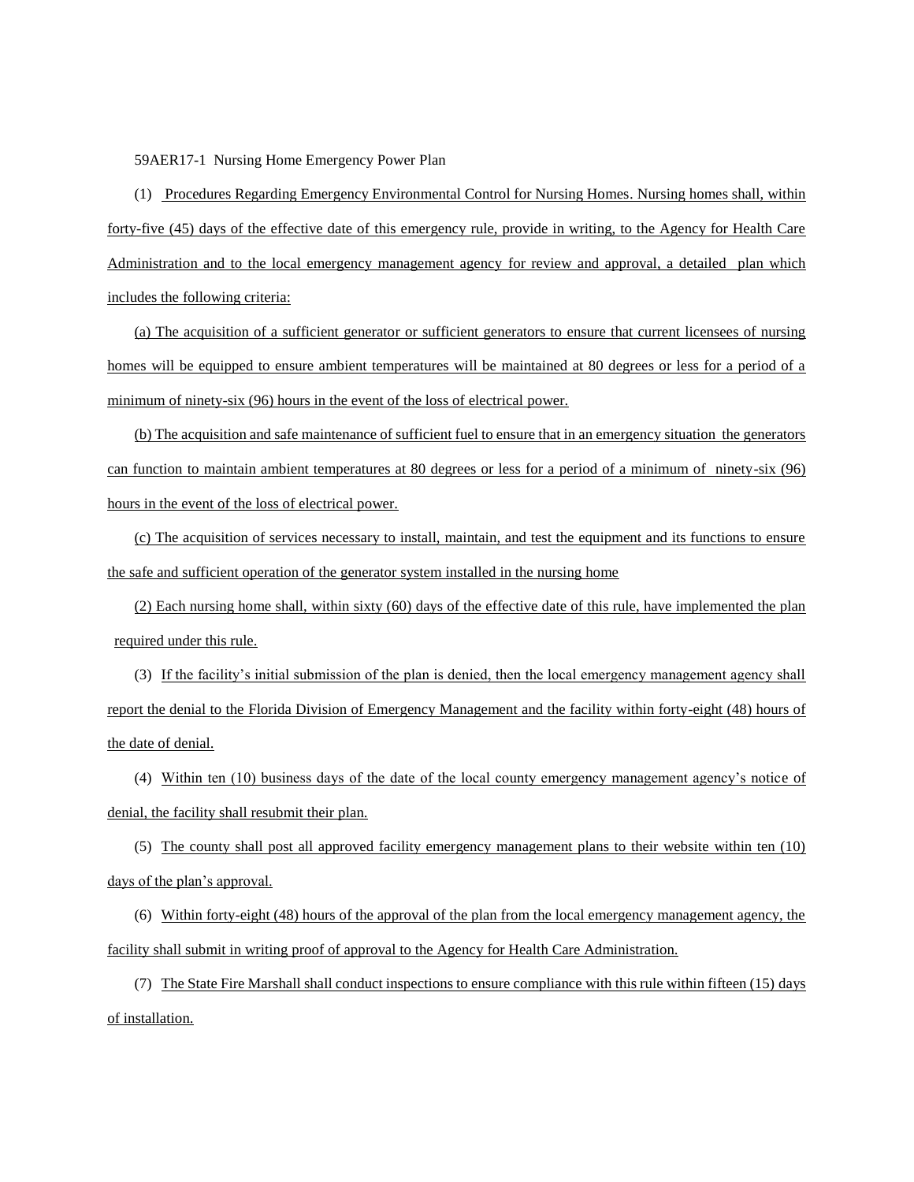59AER17-1 Nursing Home Emergency Power Plan

(1) Procedures Regarding Emergency Environmental Control for Nursing Homes. Nursing homes shall, within forty-five (45) days of the effective date of this emergency rule, provide in writing, to the Agency for Health Care Administration and to the local emergency management agency for review and approval, a detailed plan which includes the following criteria:

(a) The acquisition of a sufficient generator or sufficient generators to ensure that current licensees of nursing homes will be equipped to ensure ambient temperatures will be maintained at 80 degrees or less for a period of a minimum of ninety-six (96) hours in the event of the loss of electrical power.

(b) The acquisition and safe maintenance of sufficient fuel to ensure that in an emergency situation the generators can function to maintain ambient temperatures at 80 degrees or less for a period of a minimum of ninety-six (96) hours in the event of the loss of electrical power.

(c) The acquisition of services necessary to install, maintain, and test the equipment and its functions to ensure the safe and sufficient operation of the generator system installed in the nursing home

(2) Each nursing home shall, within sixty (60) days of the effective date of this rule, have implemented the plan required under this rule.

(3) If the facility's initial submission of the plan is denied, then the local emergency management agency shall report the denial to the Florida Division of Emergency Management and the facility within forty-eight (48) hours of the date of denial.

(4) Within ten (10) business days of the date of the local county emergency management agency's notice of denial, the facility shall resubmit their plan.

(5) The county shall post all approved facility emergency management plans to their website within ten (10) days of the plan's approval.

(6) Within forty-eight (48) hours of the approval of the plan from the local emergency management agency, the facility shall submit in writing proof of approval to the Agency for Health Care Administration.

(7) The State Fire Marshall shall conduct inspections to ensure compliance with this rule within fifteen (15) days of installation.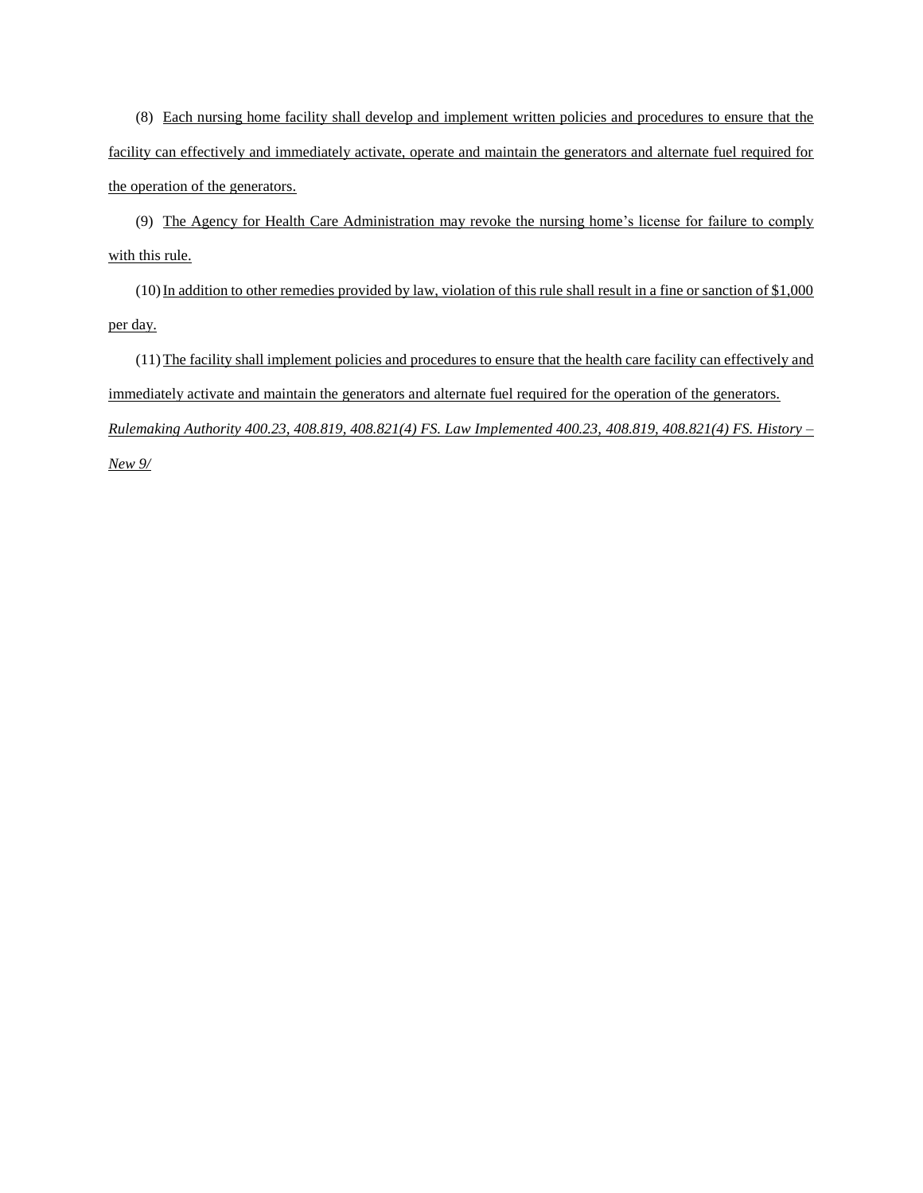(8) Each nursing home facility shall develop and implement written policies and procedures to ensure that the facility can effectively and immediately activate, operate and maintain the generators and alternate fuel required for the operation of the generators.

(9) The Agency for Health Care Administration may revoke the nursing home's license for failure to comply with this rule.

(10) In addition to other remedies provided by law, violation of this rule shall result in a fine or sanction of $1,000 per day.

(11) The facility shall implement policies and procedures to ensure that the health care facility can effectively and immediately activate and maintain the generators and alternate fuel required for the operation of the generators.

*Rulemaking Authority 400.23, 408.819, 408.821(4) FS. Law Implemented 400.23, 408.819, 408.821(4) FS. History – New 9/*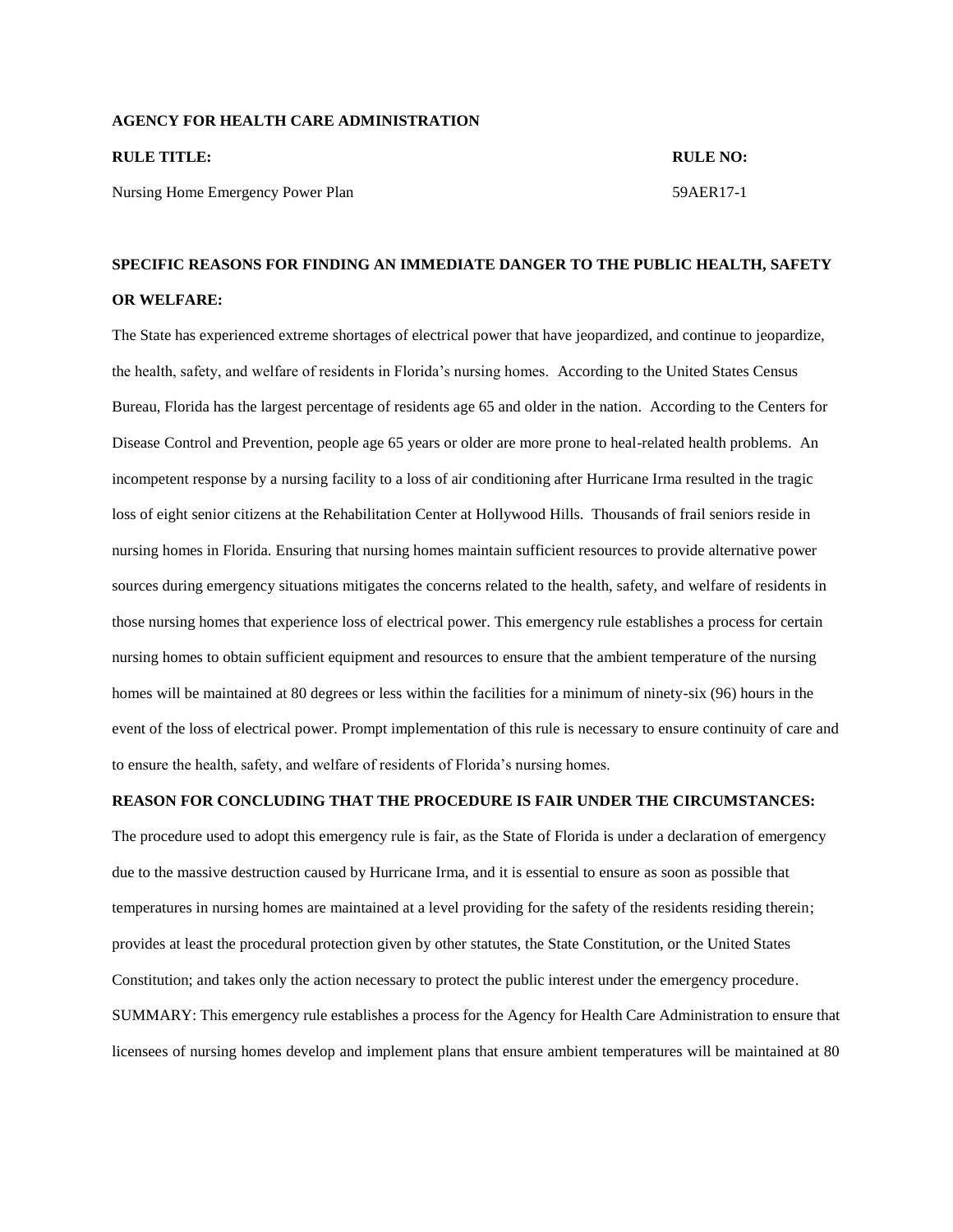**AGENCY FOR HEALTH CARE ADMINISTRATION**

| **RULE TITLE:** | **RULE NO:** |
| --- | --- |
| Nursing Home Emergency Power Plan | 59AER17-1 |

**SPECIFIC REASONS FOR FINDING AN IMMEDIATE DANGER TO THE PUBLIC HEALTH, SAFETY OR WELFARE:**

The State has experienced extreme shortages of electrical power that have jeopardized, and continue to jeopardize, the health, safety, and welfare of residents in Florida's nursing homes. According to the United States Census Bureau, Florida has the largest percentage of residents age 65 and older in the nation. According to the Centers for Disease Control and Prevention, people age 65 years or older are more prone to heal-related health problems. An incompetent response by a nursing facility to a loss of air conditioning after Hurricane Irma resulted in the tragic loss of eight senior citizens at the Rehabilitation Center at Hollywood Hills. Thousands of frail seniors reside in nursing homes in Florida. Ensuring that nursing homes maintain sufficient resources to provide alternative power sources during emergency situations mitigates the concerns related to the health, safety, and welfare of residents in those nursing homes that experience loss of electrical power. This emergency rule establishes a process for certain nursing homes to obtain sufficient equipment and resources to ensure that the ambient temperature of the nursing homes will be maintained at 80 degrees or less within the facilities for a minimum of ninety-six (96) hours in the event of the loss of electrical power. Prompt implementation of this rule is necessary to ensure continuity of care and to ensure the health, safety, and welfare of residents of Florida's nursing homes.

**REASON FOR CONCLUDING THAT THE PROCEDURE IS FAIR UNDER THE CIRCUMSTANCES:**

The procedure used to adopt this emergency rule is fair, as the State of Florida is under a declaration of emergency due to the massive destruction caused by Hurricane Irma, and it is essential to ensure as soon as possible that temperatures in nursing homes are maintained at a level providing for the safety of the residents residing therein; provides at least the procedural protection given by other statutes, the State Constitution, or the United States Constitution; and takes only the action necessary to protect the public interest under the emergency procedure.

SUMMARY: This emergency rule establishes a process for the Agency for Health Care Administration to ensure that licensees of nursing homes develop and implement plans that ensure ambient temperatures will be maintained at 80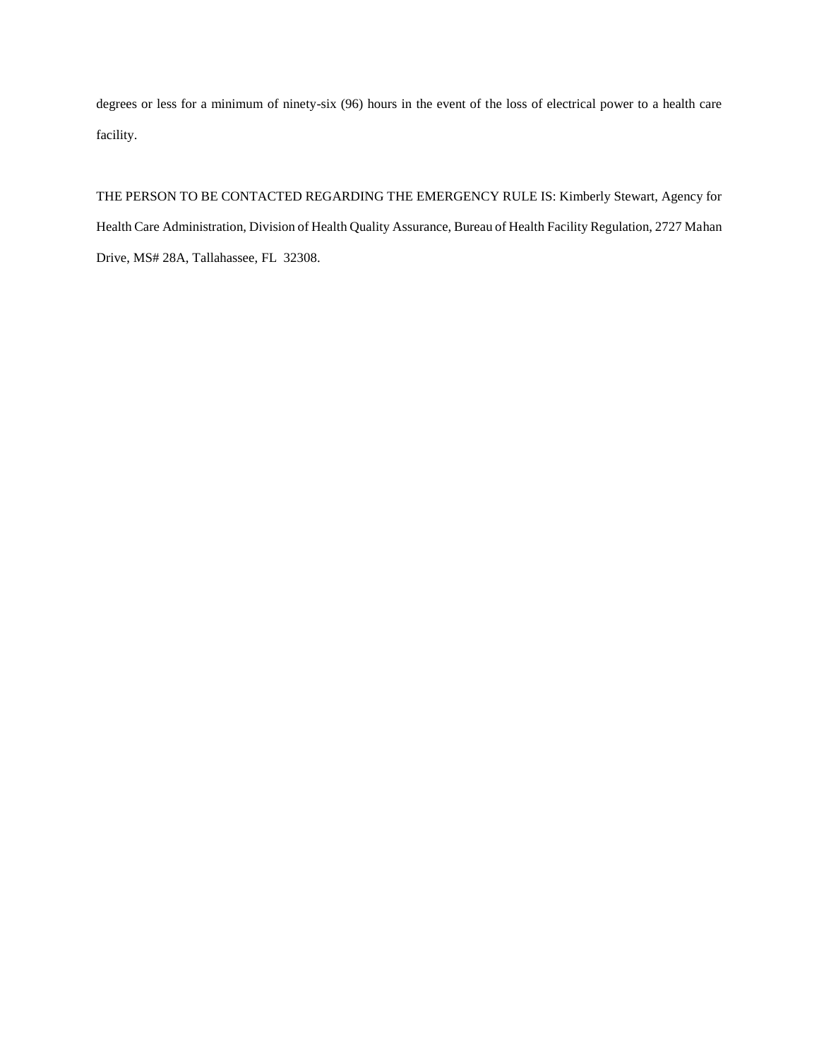degrees or less for a minimum of ninety-six (96) hours in the event of the loss of electrical power to a health care facility.

THE PERSON TO BE CONTACTED REGARDING THE EMERGENCY RULE IS: Kimberly Stewart, Agency for Health Care Administration, Division of Health Quality Assurance, Bureau of Health Facility Regulation, 2727 Mahan Drive, MS# 28A, Tallahassee, FL 32308.